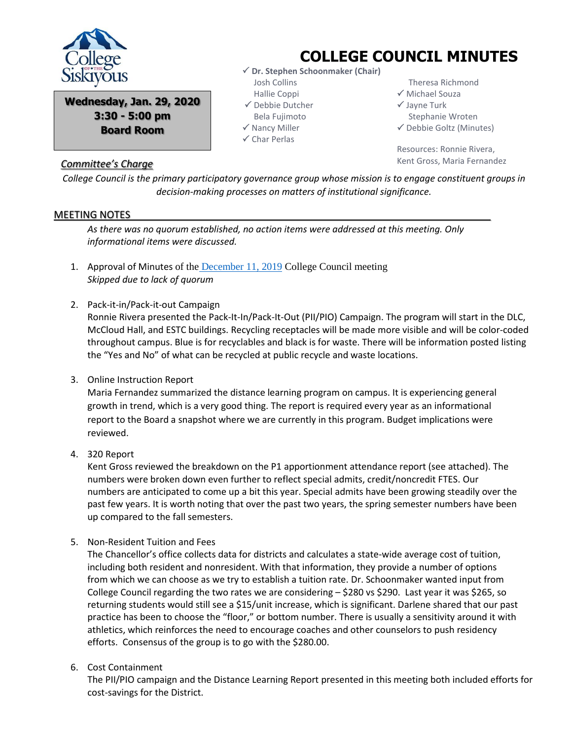Wednesday, Jan. 29, 2020
3:30 - 5:00 pm
Board Room

# COLLEGE COUNCIL MINUTES

✓ **Dr. Stephen Schoonmaker (Chair)**
Josh Collins
Hallie Coppi
✓ Debbie Dutcher
Bela Fujimoto
✓ Nancy Miller
✓ Char Perlas
Theresa Richmond
✓ Michael Souza
✓ Jayne Turk
Stephanie Wroten
✓ Debbie Goltz (Minutes)

Resources: Ronnie Rivera, Kent Gross, Maria Fernandez

## *Committee's Charge*

*College Council is the primary participatory governance group whose mission is to engage constituent groups in decision-making processes on matters of institutional significance.*

## MEETING NOTES

*As there was no quorum established, no action items were addressed at this meeting. Only informational items were discussed.*

1. Approval of Minutes of the December 11, 2019 College Council meeting
   *Skipped due to lack of quorum*

2. Pack-it-in/Pack-it-out Campaign
   Ronnie Rivera presented the Pack-It-In/Pack-It-Out (PII/PIO) Campaign. The program will start in the DLC, McCloud Hall, and ESTC buildings. Recycling receptacles will be made more visible and will be color-coded throughout campus. Blue is for recyclables and black is for waste. There will be information posted listing the "Yes and No" of what can be recycled at public recycle and waste locations.

3. Online Instruction Report
   Maria Fernandez summarized the distance learning program on campus. It is experiencing general growth in trend, which is a very good thing. The report is required every year as an informational report to the Board a snapshot where we are currently in this program. Budget implications were reviewed.

4. 320 Report
   Kent Gross reviewed the breakdown on the P1 apportionment attendance report (see attached). The numbers were broken down even further to reflect special admits, credit/noncredit FTES. Our numbers are anticipated to come up a bit this year. Special admits have been growing steadily over the past few years. It is worth noting that over the past two years, the spring semester numbers have been up compared to the fall semesters.

5. Non-Resident Tuition and Fees
   The Chancellor's office collects data for districts and calculates a state-wide average cost of tuition, including both resident and nonresident. With that information, they provide a number of options from which we can choose as we try to establish a tuition rate. Dr. Schoonmaker wanted input from College Council regarding the two rates we are considering – $280 vs $290. Last year it was $265, so returning students would still see a $15/unit increase, which is significant. Darlene shared that our past practice has been to choose the "floor," or bottom number. There is usually a sensitivity around it with athletics, which reinforces the need to encourage coaches and other counselors to push residency efforts. Consensus of the group is to go with the $280.00.

6. Cost Containment
   The PII/PIO campaign and the Distance Learning Report presented in this meeting both included efforts for cost-savings for the District.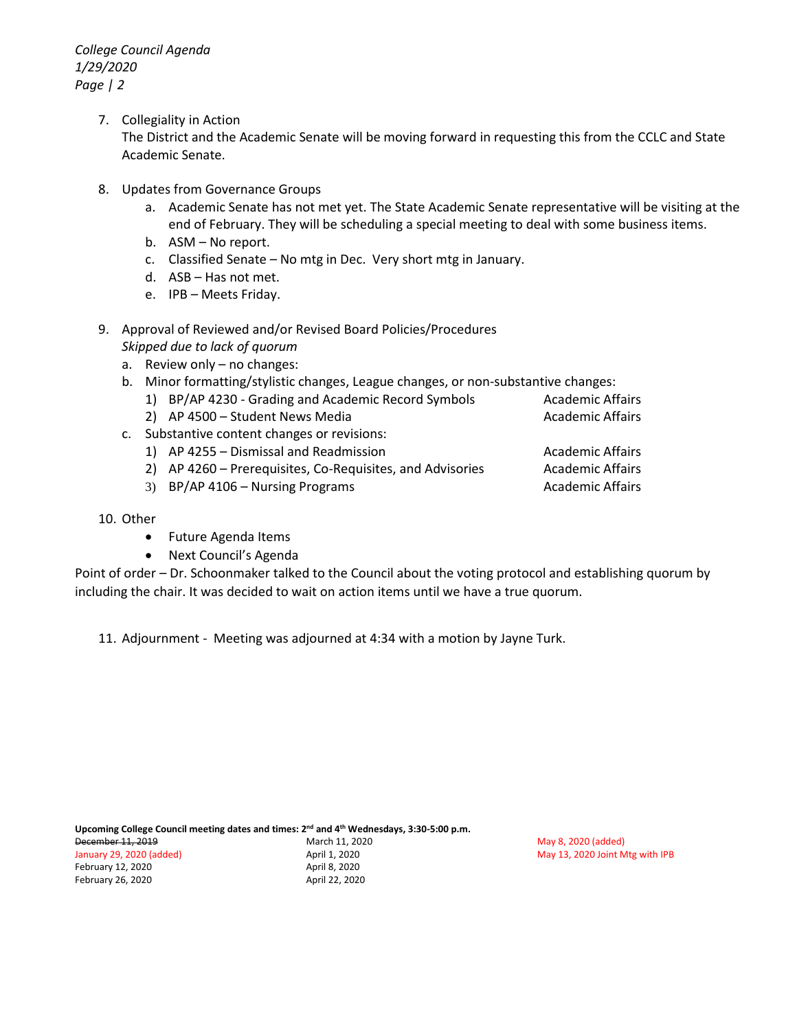7. Collegiality in Action
   The District and the Academic Senate will be moving forward in requesting this from the CCLC and State Academic Senate.

8. Updates from Governance Groups
   a. Academic Senate has not met yet. The State Academic Senate representative will be visiting at the end of February. They will be scheduling a special meeting to deal with some business items.
   b. ASM – No report.
   c. Classified Senate – No mtg in Dec. Very short mtg in January.
   d. ASB – Has not met.
   e. IPB – Meets Friday.

9. Approval of Reviewed and/or Revised Board Policies/Procedures
   *Skipped due to lack of quorum*
   a. Review only – no changes:
   b. Minor formatting/stylistic changes, League changes, or non-substantive changes:
      1) BP/AP 4230 - Grading and Academic Record Symbols — Academic Affairs
      2) AP 4500 – Student News Media — Academic Affairs
   c. Substantive content changes or revisions:
      1) AP 4255 – Dismissal and Readmission — Academic Affairs
      2) AP 4260 – Prerequisites, Co-Requisites, and Advisories — Academic Affairs
      3) BP/AP 4106 – Nursing Programs — Academic Affairs

10. Other
    - Future Agenda Items
    - Next Council's Agenda

Point of order – Dr. Schoonmaker talked to the Council about the voting protocol and establishing quorum by including the chair. It was decided to wait on action items until we have a true quorum.

11. Adjournment - Meeting was adjourned at 4:34 with a motion by Jayne Turk.

**Upcoming College Council meeting dates and times: 2nd and 4th Wednesdays, 3:30-5:00 p.m.**

~~December 11, 2019~~
January 29, 2020 (added)
February 12, 2020
February 26, 2020
March 11, 2020
April 1, 2020
April 8, 2020
April 22, 2020
May 8, 2020 (added)
May 13, 2020 Joint Mtg with IPB